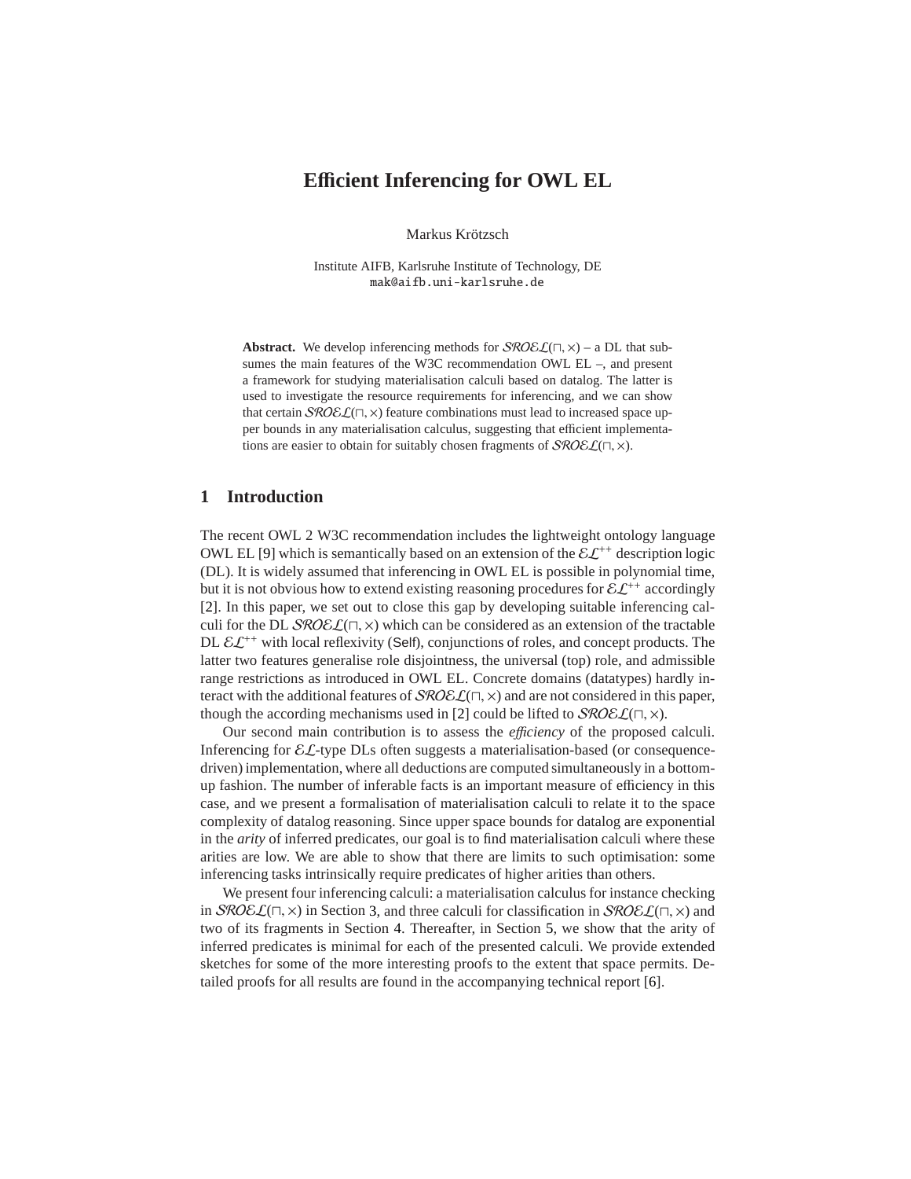# Efficient Inferencing for OWL EL

Markus Krötzsch

Institute AIFB, Karlsruhe Institute of Technology, DE
mak@aifb.uni-karlsruhe.de

**Abstract.** We develop inferencing methods for $\mathcal{SROEL}(\sqcap,\times)$ – a DL that subsumes the main features of the W3C recommendation OWL EL –, and present a framework for studying materialisation calculi based on datalog. The latter is used to investigate the resource requirements for inferencing, and we can show that certain $\mathcal{SROEL}(\sqcap,\times)$ feature combinations must lead to increased space upper bounds in any materialisation calculus, suggesting that efficient implementations are easier to obtain for suitably chosen fragments of $\mathcal{SROEL}(\sqcap,\times)$.

## 1 Introduction

The recent OWL 2 W3C recommendation includes the lightweight ontology language OWL EL [9] which is semantically based on an extension of the $\mathcal{EL}^{++}$ description logic (DL). It is widely assumed that inferencing in OWL EL is possible in polynomial time, but it is not obvious how to extend existing reasoning procedures for $\mathcal{EL}^{++}$ accordingly [2]. In this paper, we set out to close this gap by developing suitable inferencing calculi for the DL $\mathcal{SROEL}(\sqcap,\times)$ which can be considered as an extension of the tractable DL $\mathcal{EL}^{++}$ with local reflexivity (Self), conjunctions of roles, and concept products. The latter two features generalise role disjointness, the universal (top) role, and admissible range restrictions as introduced in OWL EL. Concrete domains (datatypes) hardly interact with the additional features of $\mathcal{SROEL}(\sqcap,\times)$ and are not considered in this paper, though the according mechanisms used in [2] could be lifted to $\mathcal{SROEL}(\sqcap,\times)$.

Our second main contribution is to assess the *efficiency* of the proposed calculi. Inferencing for $\mathcal{EL}$-type DLs often suggests a materialisation-based (or consequence-driven) implementation, where all deductions are computed simultaneously in a bottom-up fashion. The number of inferable facts is an important measure of efficiency in this case, and we present a formalisation of materialisation calculi to relate it to the space complexity of datalog reasoning. Since upper space bounds for datalog are exponential in the *arity* of inferred predicates, our goal is to find materialisation calculi where these arities are low. We are able to show that there are limits to such optimisation: some inferencing tasks intrinsically require predicates of higher arities than others.

We present four inferencing calculi: a materialisation calculus for instance checking in $\mathcal{SROEL}(\sqcap,\times)$ in Section 3, and three calculi for classification in $\mathcal{SROEL}(\sqcap,\times)$ and two of its fragments in Section 4. Thereafter, in Section 5, we show that the arity of inferred predicates is minimal for each of the presented calculi. We provide extended sketches for some of the more interesting proofs to the extent that space permits. Detailed proofs for all results are found in the accompanying technical report [6].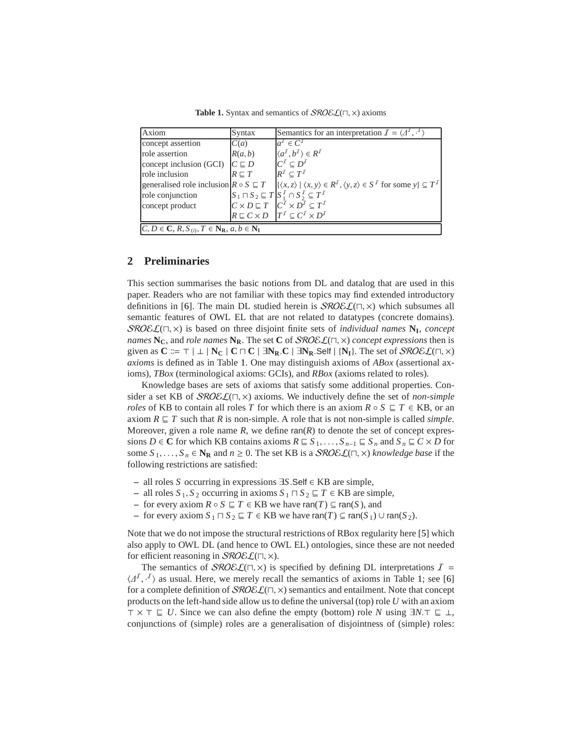**Table 1.** Syntax and semantics of $\mathcal{SROEL}(\sqcap, \times)$ axioms

| Axiom | Syntax | Semantics for an interpretation $\mathcal{I} = \langle \Delta^{\mathcal{I}}, \cdot^{\mathcal{I}} \rangle$ |
|---|---|---|
| concept assertion | $C(a)$ | $a^{\mathcal{I}} \in C^{\mathcal{I}}$ |
| role assertion | $R(a, b)$ | $\langle a^{\mathcal{I}}, b^{\mathcal{I}} \rangle \in R^{\mathcal{I}}$ |
| concept inclusion (GCI) | $C \sqsubseteq D$ | $C^{\mathcal{I}} \subseteq D^{\mathcal{I}}$ |
| role inclusion | $R \sqsubseteq T$ | $R^{\mathcal{I}} \subseteq T^{\mathcal{I}}$ |
| generalised role inclusion | $R \circ S \sqsubseteq T$ | $\{\langle x, z \rangle \mid \langle x, y \rangle \in R^{\mathcal{I}}, \langle y, z \rangle \in S^{\mathcal{I}} \text{ for some } y\} \subseteq T^{\mathcal{I}}$ |
| role conjunction | $S_1 \sqcap S_2 \sqsubseteq T$ | $S_1^{\mathcal{I}} \cap S_2^{\mathcal{I}} \subseteq T^{\mathcal{I}}$ |
| concept product | $C \times D \sqsubseteq T$ | $C^{\mathcal{I}} \times D^{\mathcal{I}} \subseteq T^{\mathcal{I}}$ |
| | $R \sqsubseteq C \times D$ | $T^{\mathcal{I}} \subseteq C^{\mathcal{I}} \times D^{\mathcal{I}}$ |
| $C, D \in \mathbf{C}$, $R, S_{(i)}, T \in \mathbf{N_R}$, $a, b \in \mathbf{N_I}$ | | |

## 2 Preliminaries

This section summarises the basic notions from DL and datalog that are used in this paper. Readers who are not familiar with these topics may find extended introductory definitions in [6]. The main DL studied herein is $\mathcal{SROEL}(\sqcap, \times)$ which subsumes all semantic features of OWL EL that are not related to datatypes (concrete domains). $\mathcal{SROEL}(\sqcap, \times)$ is based on three disjoint finite sets of *individual names* $\mathbf{N_I}$, *concept names* $\mathbf{N_C}$, and *role names* $\mathbf{N_R}$. The set $\mathbf{C}$ of $\mathcal{SROEL}(\sqcap, \times)$ *concept expressions* then is given as $\mathbf{C} ::= \top \mid \bot \mid \mathbf{N_C} \mid \mathbf{C} \sqcap \mathbf{C} \mid \exists \mathbf{N_R}.\mathbf{C} \mid \exists \mathbf{N_R}.\mathsf{Self} \mid \{\mathbf{N_I}\}$. The set of $\mathcal{SROEL}(\sqcap, \times)$ *axioms* is defined as in Table 1. One may distinguish axioms of *ABox* (assertional axioms), *TBox* (terminological axioms: GCIs), and *RBox* (axioms related to roles).

Knowledge bases are sets of axioms that satisfy some additional properties. Consider a set KB of $\mathcal{SROEL}(\sqcap, \times)$ axioms. We inductively define the set of *non-simple roles* of KB to contain all roles $T$ for which there is an axiom $R \circ S \sqsubseteq T \in$ KB, or an axiom $R \sqsubseteq T$ such that $R$ is non-simple. A role that is not non-simple is called *simple*. Moreover, given a role name $R$, we define $\mathsf{ran}(R)$ to denote the set of concept expressions $D \in \mathbf{C}$ for which KB contains axioms $R \sqsubseteq S_1, \ldots, S_{n-1} \sqsubseteq S_n$ and $S_n \sqsubseteq C \times D$ for some $S_1, \ldots, S_n \in \mathbf{N_R}$ and $n \geq 0$. The set KB is a $\mathcal{SROEL}(\sqcap, \times)$ *knowledge base* if the following restrictions are satisfied:

- all roles $S$ occurring in expressions $\exists S.\mathsf{Self} \in$ KB are simple,
- all roles $S_1, S_2$ occurring in axioms $S_1 \sqcap S_2 \sqsubseteq T \in$ KB are simple,
- for every axiom $R \circ S \sqsubseteq T \in$ KB we have $\mathsf{ran}(T) \subseteq \mathsf{ran}(S)$, and
- for every axiom $S_1 \sqcap S_2 \sqsubseteq T \in$ KB we have $\mathsf{ran}(T) \subseteq \mathsf{ran}(S_1) \cup \mathsf{ran}(S_2)$.

Note that we do not impose the structural restrictions of RBox regularity here [5] which also apply to OWL DL (and hence to OWL EL) ontologies, since these are not needed for efficient reasoning in $\mathcal{SROEL}(\sqcap, \times)$.

The semantics of $\mathcal{SROEL}(\sqcap, \times)$ is specified by defining DL interpretations $\mathcal{I} = \langle \Delta^{\mathcal{I}}, \cdot^{\mathcal{I}} \rangle$ as usual. Here, we merely recall the semantics of axioms in Table 1; see [6] for a complete definition of $\mathcal{SROEL}(\sqcap, \times)$ semantics and entailment. Note that concept products on the left-hand side allow us to define the universal (top) role $U$ with an axiom $\top \times \top \sqsubseteq U$. Since we can also define the empty (bottom) role $N$ using $\exists N.\top \sqsubseteq \bot$, conjunctions of (simple) roles are a generalisation of disjointness of (simple) roles: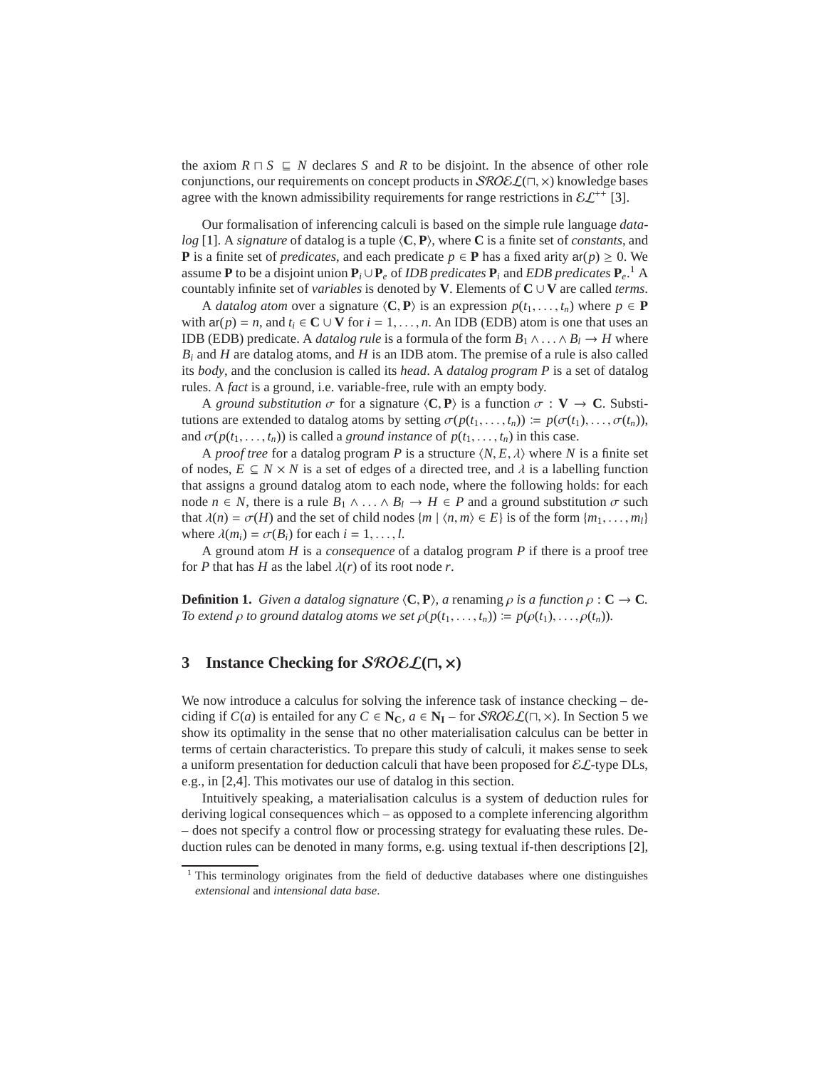the axiom $R \sqcap S \sqsubseteq N$ declares $S$ and $R$ to be disjoint. In the absence of other role conjunctions, our requirements on concept products in $\mathcal{SROEL}(\sqcap, \times)$ knowledge bases agree with the known admissibility requirements for range restrictions in $\mathcal{EL}^{++}$ [3].

Our formalisation of inferencing calculi is based on the simple rule language *datalog* [1]. A *signature* of datalog is a tuple $\langle \mathbf{C}, \mathbf{P} \rangle$, where $\mathbf{C}$ is a finite set of *constants*, and $\mathbf{P}$ is a finite set of *predicates*, and each predicate $p \in \mathbf{P}$ has a fixed arity $\mathsf{ar}(p) \geq 0$. We assume $\mathbf{P}$ to be a disjoint union $\mathbf{P}_i \cup \mathbf{P}_e$ of *IDB predicates* $\mathbf{P}_i$ and *EDB predicates* $\mathbf{P}_e$.[1] A countably infinite set of *variables* is denoted by $\mathbf{V}$. Elements of $\mathbf{C} \cup \mathbf{V}$ are called *terms*.

A *datalog atom* over a signature $\langle \mathbf{C}, \mathbf{P} \rangle$ is an expression $p(t_1, \ldots, t_n)$ where $p \in \mathbf{P}$ with $\mathsf{ar}(p) = n$, and $t_i \in \mathbf{C} \cup \mathbf{V}$ for $i = 1, \ldots, n$. An IDB (EDB) atom is one that uses an IDB (EDB) predicate. A *datalog rule* is a formula of the form $B_1 \wedge \ldots \wedge B_l \to H$ where $B_i$ and $H$ are datalog atoms, and $H$ is an IDB atom. The premise of a rule is also called its *body*, and the conclusion is called its *head*. A *datalog program* $P$ is a set of datalog rules. A *fact* is a ground, i.e. variable-free, rule with an empty body.

A *ground substitution* $\sigma$ for a signature $\langle \mathbf{C}, \mathbf{P} \rangle$ is a function $\sigma : \mathbf{V} \to \mathbf{C}$. Substitutions are extended to datalog atoms by setting $\sigma(p(t_1, \ldots, t_n)) \coloneqq p(\sigma(t_1), \ldots, \sigma(t_n))$, and $\sigma(p(t_1, \ldots, t_n))$ is called a *ground instance* of $p(t_1, \ldots, t_n)$ in this case.

A *proof tree* for a datalog program $P$ is a structure $\langle N, E, \lambda \rangle$ where $N$ is a finite set of nodes, $E \subseteq N \times N$ is a set of edges of a directed tree, and $\lambda$ is a labelling function that assigns a ground datalog atom to each node, where the following holds: for each node $n \in N$, there is a rule $B_1 \wedge \ldots \wedge B_l \to H \in P$ and a ground substitution $\sigma$ such that $\lambda(n) = \sigma(H)$ and the set of child nodes $\{m \mid \langle n, m \rangle \in E\}$ is of the form $\{m_1, \ldots, m_l\}$ where $\lambda(m_i) = \sigma(B_i)$ for each $i = 1, \ldots, l$.

A ground atom $H$ is a *consequence* of a datalog program $P$ if there is a proof tree for $P$ that has $H$ as the label $\lambda(r)$ of its root node $r$.

**Definition 1.** *Given a datalog signature $\langle \mathbf{C}, \mathbf{P} \rangle$, a* renaming *$\rho$ is a function $\rho : \mathbf{C} \to \mathbf{C}$. To extend $\rho$ to ground datalog atoms we set $\rho(p(t_1, \ldots, t_n)) \coloneqq p(\rho(t_1), \ldots, \rho(t_n))$.*

## 3 Instance Checking for $\mathcal{SROEL}(\sqcap, \times)$

We now introduce a calculus for solving the inference task of instance checking – deciding if $C(a)$ is entailed for any $C \in \mathbf{N_C}$, $a \in \mathbf{N_I}$ – for $\mathcal{SROEL}(\sqcap, \times)$. In Section 5 we show its optimality in the sense that no other materialisation calculus can be better in terms of certain characteristics. To prepare this study of calculi, it makes sense to seek a uniform presentation for deduction calculi that have been proposed for $\mathcal{EL}$-type DLs, e.g., in [2,4]. This motivates our use of datalog in this section.

Intuitively speaking, a materialisation calculus is a system of deduction rules for deriving logical consequences which – as opposed to a complete inferencing algorithm – does not specify a control flow or processing strategy for evaluating these rules. Deduction rules can be denoted in many forms, e.g. using textual if-then descriptions [2],

[1] This terminology originates from the field of deductive databases where one distinguishes *extensional* and *intensional data base*.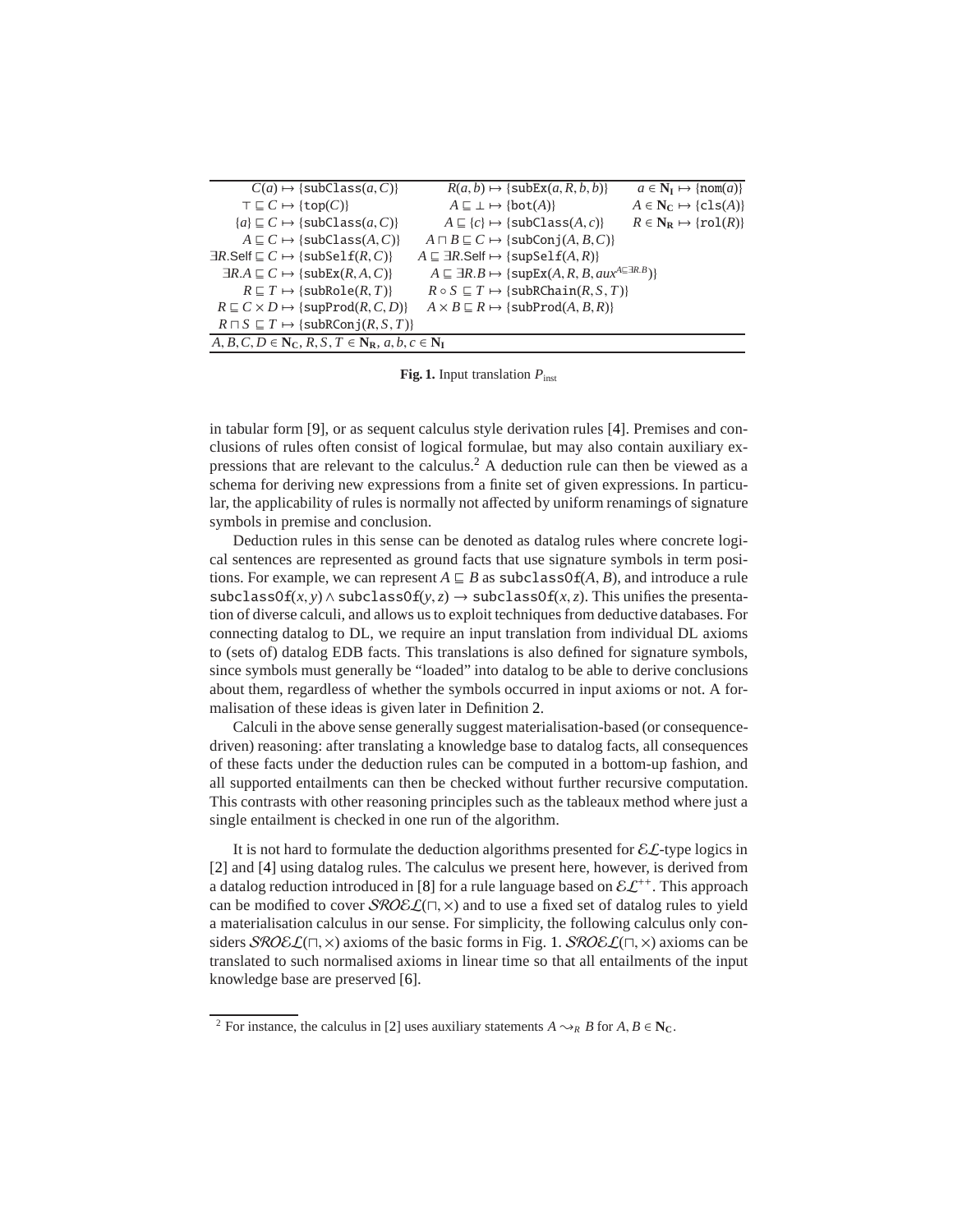| | | |
|---|---|---|
| $C(a) \mapsto \{\texttt{subClass}(a, C)\}$ | $R(a, b) \mapsto \{\texttt{subEx}(a, R, b, b)\}$ | $a \in \mathbf{N_I} \mapsto \{\texttt{nom}(a)\}$ |
| $\top \sqsubseteq C \mapsto \{\texttt{top}(C)\}$ | $A \sqsubseteq \bot \mapsto \{\texttt{bot}(A)\}$ | $A \in \mathbf{N_C} \mapsto \{\texttt{cls}(A)\}$ |
| $\{a\} \sqsubseteq C \mapsto \{\texttt{subClass}(a, C)\}$ | $A \sqsubseteq \{c\} \mapsto \{\texttt{subClass}(A, c)\}$ | $R \in \mathbf{N_R} \mapsto \{\texttt{rol}(R)\}$ |
| $A \sqsubseteq C \mapsto \{\texttt{subClass}(A, C)\}$ | $A \sqcap B \sqsubseteq C \mapsto \{\texttt{subConj}(A, B, C)\}$ | |
| $\exists R.\mathsf{Self} \sqsubseteq C \mapsto \{\texttt{subSelf}(R, C)\}$ | $A \sqsubseteq \exists R.\mathsf{Self} \mapsto \{\texttt{supSelf}(A, R)\}$ | |
| $\exists R.A \sqsubseteq C \mapsto \{\texttt{subEx}(R, A, C)\}$ | $A \sqsubseteq \exists R.B \mapsto \{\texttt{supEx}(A, R, B, aux^{A \sqsubseteq \exists R.B})\}$ | |
| $R \sqsubseteq T \mapsto \{\texttt{subRole}(R, T)\}$ | $R \circ S \sqsubseteq T \mapsto \{\texttt{subRChain}(R, S, T)\}$ | |
| $R \sqsubseteq C \times D \mapsto \{\texttt{supProd}(R, C, D)\}$ | $A \times B \sqsubseteq R \mapsto \{\texttt{subProd}(A, B, R)\}$ | |
| $R \sqcap S \sqsubseteq T \mapsto \{\texttt{subRConj}(R, S, T)\}$ | | |
| $A, B, C, D \in \mathbf{N_C}$, $R, S, T \in \mathbf{N_R}$, $a, b, c \in \mathbf{N_I}$ | | |

**Fig. 1.** Input translation $P_{\text{inst}}$

in tabular form [9], or as sequent calculus style derivation rules [4]. Premises and conclusions of rules often consist of logical formulae, but may also contain auxiliary expressions that are relevant to the calculus.[2] A deduction rule can then be viewed as a schema for deriving new expressions from a finite set of given expressions. In particular, the applicability of rules is normally not affected by uniform renamings of signature symbols in premise and conclusion.

Deduction rules in this sense can be denoted as datalog rules where concrete logical sentences are represented as ground facts that use signature symbols in term positions. For example, we can represent $A \sqsubseteq B$ as $\texttt{subclassOf}(A, B)$, and introduce a rule $\texttt{subclassOf}(x, y) \wedge \texttt{subclassOf}(y, z) \to \texttt{subclassOf}(x, z)$. This unifies the presentation of diverse calculi, and allows us to exploit techniques from deductive databases. For connecting datalog to DL, we require an input translation from individual DL axioms to (sets of) datalog EDB facts. This translations is also defined for signature symbols, since symbols must generally be "loaded" into datalog to be able to derive conclusions about them, regardless of whether the symbols occurred in input axioms or not. A formalisation of these ideas is given later in Definition 2.

Calculi in the above sense generally suggest materialisation-based (or consequence-driven) reasoning: after translating a knowledge base to datalog facts, all consequences of these facts under the deduction rules can be computed in a bottom-up fashion, and all supported entailments can then be checked without further recursive computation. This contrasts with other reasoning principles such as the tableaux method where just a single entailment is checked in one run of the algorithm.

It is not hard to formulate the deduction algorithms presented for $\mathcal{EL}$-type logics in [2] and [4] using datalog rules. The calculus we present here, however, is derived from a datalog reduction introduced in [8] for a rule language based on $\mathcal{EL}^{++}$. This approach can be modified to cover $\mathcal{SROEL}(\sqcap, \times)$ and to use a fixed set of datalog rules to yield a materialisation calculus in our sense. For simplicity, the following calculus only considers $\mathcal{SROEL}(\sqcap, \times)$ axioms of the basic forms in Fig. 1. $\mathcal{SROEL}(\sqcap, \times)$ axioms can be translated to such normalised axioms in linear time so that all entailments of the input knowledge base are preserved [6].

[2] For instance, the calculus in [2] uses auxiliary statements $A \rightsquigarrow_R B$ for $A, B \in \mathbf{N_C}$.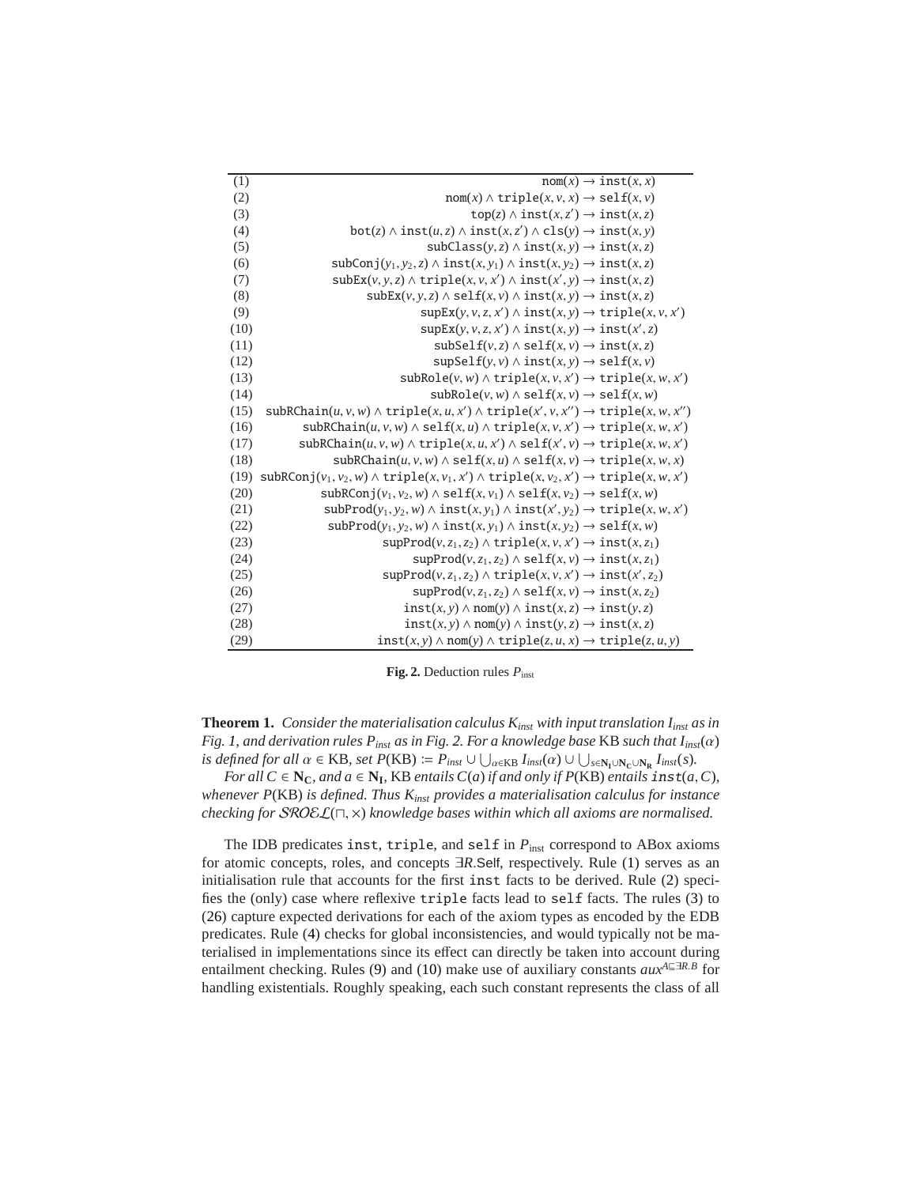| | |
|---|---|
| (1) | $\mathtt{nom}(x) \to \mathtt{inst}(x, x)$ |
| (2) | $\mathtt{nom}(x) \wedge \mathtt{triple}(x, v, x) \to \mathtt{self}(x, v)$ |
| (3) | $\mathtt{top}(z) \wedge \mathtt{inst}(x, z') \to \mathtt{inst}(x, z)$ |
| (4) | $\mathtt{bot}(z) \wedge \mathtt{inst}(u, z) \wedge \mathtt{inst}(x, z') \wedge \mathtt{cls}(y) \to \mathtt{inst}(x, y)$ |
| (5) | $\mathtt{subClass}(y, z) \wedge \mathtt{inst}(x, y) \to \mathtt{inst}(x, z)$ |
| (6) | $\mathtt{subConj}(y_1, y_2, z) \wedge \mathtt{inst}(x, y_1) \wedge \mathtt{inst}(x, y_2) \to \mathtt{inst}(x, z)$ |
| (7) | $\mathtt{subEx}(v, y, z) \wedge \mathtt{triple}(x, v, x') \wedge \mathtt{inst}(x', y) \to \mathtt{inst}(x, z)$ |
| (8) | $\mathtt{subEx}(v, y, z) \wedge \mathtt{self}(x, v) \wedge \mathtt{inst}(x, y) \to \mathtt{inst}(x, z)$ |
| (9) | $\mathtt{supEx}(y, v, z, x') \wedge \mathtt{inst}(x, y) \to \mathtt{triple}(x, v, x')$ |
| (10) | $\mathtt{supEx}(y, v, z, x') \wedge \mathtt{inst}(x, y) \to \mathtt{inst}(x', z)$ |
| (11) | $\mathtt{subSelf}(v, z) \wedge \mathtt{self}(x, v) \to \mathtt{inst}(x, z)$ |
| (12) | $\mathtt{supSelf}(y, v) \wedge \mathtt{inst}(x, y) \to \mathtt{self}(x, v)$ |
| (13) | $\mathtt{subRole}(v, w) \wedge \mathtt{triple}(x, v, x') \to \mathtt{triple}(x, w, x')$ |
| (14) | $\mathtt{subRole}(v, w) \wedge \mathtt{self}(x, v) \to \mathtt{self}(x, w)$ |
| (15) | $\mathtt{subRChain}(u, v, w) \wedge \mathtt{triple}(x, u, x') \wedge \mathtt{triple}(x', v, x'') \to \mathtt{triple}(x, w, x'')$ |
| (16) | $\mathtt{subRChain}(u, v, w) \wedge \mathtt{self}(x, u) \wedge \mathtt{triple}(x, v, x') \to \mathtt{triple}(x, w, x')$ |
| (17) | $\mathtt{subRChain}(u, v, w) \wedge \mathtt{triple}(x, u, x') \wedge \mathtt{self}(x', v) \to \mathtt{triple}(x, w, x')$ |
| (18) | $\mathtt{subRChain}(u, v, w) \wedge \mathtt{self}(x, u) \wedge \mathtt{self}(x, v) \to \mathtt{triple}(x, w, x)$ |
| (19) | $\mathtt{subRConj}(v_1, v_2, w) \wedge \mathtt{triple}(x, v_1, x') \wedge \mathtt{triple}(x, v_2, x') \to \mathtt{triple}(x, w, x')$ |
| (20) | $\mathtt{subRConj}(v_1, v_2, w) \wedge \mathtt{self}(x, v_1) \wedge \mathtt{self}(x, v_2) \to \mathtt{self}(x, w)$ |
| (21) | $\mathtt{subProd}(y_1, y_2, w) \wedge \mathtt{inst}(x, y_1) \wedge \mathtt{inst}(x', y_2) \to \mathtt{triple}(x, w, x')$ |
| (22) | $\mathtt{subProd}(y_1, y_2, w) \wedge \mathtt{inst}(x, y_1) \wedge \mathtt{inst}(x, y_2) \to \mathtt{self}(x, w)$ |
| (23) | $\mathtt{supProd}(v, z_1, z_2) \wedge \mathtt{triple}(x, v, x') \to \mathtt{inst}(x, z_1)$ |
| (24) | $\mathtt{supProd}(v, z_1, z_2) \wedge \mathtt{self}(x, v) \to \mathtt{inst}(x, z_1)$ |
| (25) | $\mathtt{supProd}(v, z_1, z_2) \wedge \mathtt{triple}(x, v, x') \to \mathtt{inst}(x', z_2)$ |
| (26) | $\mathtt{supProd}(v, z_1, z_2) \wedge \mathtt{self}(x, v) \to \mathtt{inst}(x, z_2)$ |
| (27) | $\mathtt{inst}(x, y) \wedge \mathtt{nom}(y) \wedge \mathtt{inst}(x, z) \to \mathtt{inst}(y, z)$ |
| (28) | $\mathtt{inst}(x, y) \wedge \mathtt{nom}(y) \wedge \mathtt{inst}(y, z) \to \mathtt{inst}(x, z)$ |
| (29) | $\mathtt{inst}(x, y) \wedge \mathtt{nom}(y) \wedge \mathtt{triple}(z, u, x) \to \mathtt{triple}(z, u, y)$ |

**Fig. 2.** Deduction rules $P_{\text{inst}}$

**Theorem 1.** *Consider the materialisation calculus $K_{inst}$ with input translation $I_{inst}$ as in Fig. 1, and derivation rules $P_{inst}$ as in Fig. 2. For a knowledge base* KB *such that $I_{inst}(\alpha)$ is defined for all $\alpha \in$ KB, set $P(\text{KB}) := P_{inst} \cup \bigcup_{\alpha \in \text{KB}} I_{inst}(\alpha) \cup \bigcup_{s \in \mathbf{N_I} \cup \mathbf{N_C} \cup \mathbf{N_R}} I_{inst}(s)$.*

*For all $C \in \mathbf{N_C}$, and $a \in \mathbf{N_I}$,* KB *entails $C(a)$ if and only if $P(\text{KB})$ entails* $\mathtt{inst}(a, C)$*, whenever $P(\text{KB})$ is defined. Thus $K_{inst}$ provides a materialisation calculus for instance checking for $\mathcal{SROEL}(\sqcap, \times)$ knowledge bases within which all axioms are normalised.*

The IDB predicates inst, triple, and self in $P_{\text{inst}}$ correspond to ABox axioms for atomic concepts, roles, and concepts $\exists R.\mathsf{Self}$, respectively. Rule (1) serves as an initialisation rule that accounts for the first inst facts to be derived. Rule (2) specifies the (only) case where reflexive triple facts lead to self facts. The rules (3) to (26) capture expected derivations for each of the axiom types as encoded by the EDB predicates. Rule (4) checks for global inconsistencies, and would typically not be materialised in implementations since its effect can directly be taken into account during entailment checking. Rules (9) and (10) make use of auxiliary constants $aux^{A \sqsubseteq \exists R.B}$ for handling existentials. Roughly speaking, each such constant represents the class of all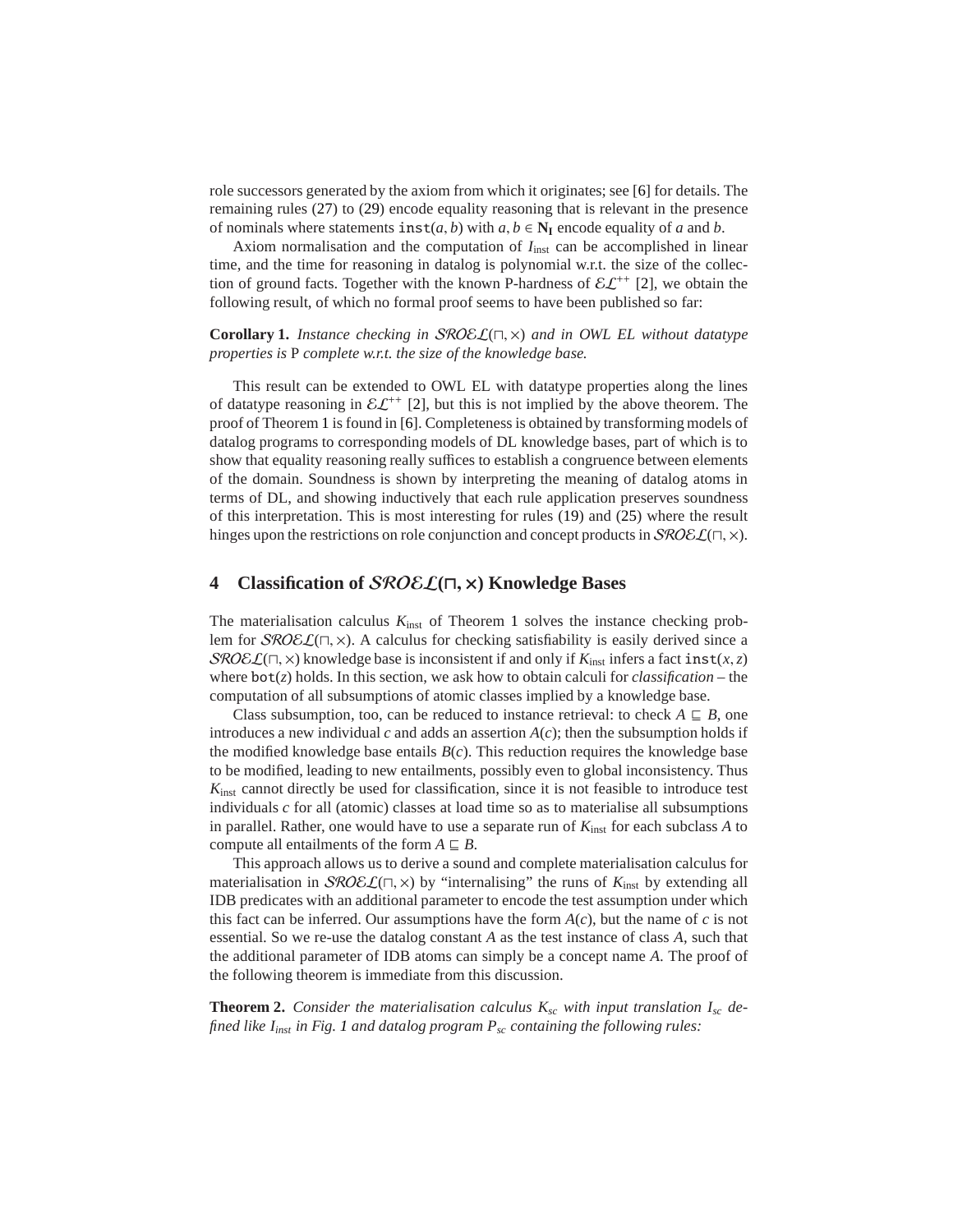role successors generated by the axiom from which it originates; see [6] for details. The remaining rules (27) to (29) encode equality reasoning that is relevant in the presence of nominals where statements $\mathtt{inst}(a, b)$ with $a, b \in \mathbf{N_I}$ encode equality of $a$ and $b$.

Axiom normalisation and the computation of $I_{\text{inst}}$ can be accomplished in linear time, and the time for reasoning in datalog is polynomial w.r.t. the size of the collection of ground facts. Together with the known P-hardness of $\mathcal{EL}^{++}$ [2], we obtain the following result, of which no formal proof seems to have been published so far:

**Corollary 1.** *Instance checking in $\mathcal{SROEL}(\sqcap, \times)$ and in OWL EL without datatype properties is* P *complete w.r.t. the size of the knowledge base.*

This result can be extended to OWL EL with datatype properties along the lines of datatype reasoning in $\mathcal{EL}^{++}$ [2], but this is not implied by the above theorem. The proof of Theorem 1 is found in [6]. Completeness is obtained by transforming models of datalog programs to corresponding models of DL knowledge bases, part of which is to show that equality reasoning really suffices to establish a congruence between elements of the domain. Soundness is shown by interpreting the meaning of datalog atoms in terms of DL, and showing inductively that each rule application preserves soundness of this interpretation. This is most interesting for rules (19) and (25) where the result hinges upon the restrictions on role conjunction and concept products in $\mathcal{SROEL}(\sqcap, \times)$.

## 4 Classification of $\mathcal{SROEL}(\sqcap, \times)$ Knowledge Bases

The materialisation calculus $K_{\text{inst}}$ of Theorem 1 solves the instance checking problem for $\mathcal{SROEL}(\sqcap, \times)$. A calculus for checking satisfiability is easily derived since a $\mathcal{SROEL}(\sqcap, \times)$ knowledge base is inconsistent if and only if $K_{\text{inst}}$ infers a fact $\mathtt{inst}(x, z)$ where $\mathtt{bot}(z)$ holds. In this section, we ask how to obtain calculi for *classification* – the computation of all subsumptions of atomic classes implied by a knowledge base.

Class subsumption, too, can be reduced to instance retrieval: to check $A \sqsubseteq B$, one introduces a new individual $c$ and adds an assertion $A(c)$; then the subsumption holds if the modified knowledge base entails $B(c)$. This reduction requires the knowledge base to be modified, leading to new entailments, possibly even to global inconsistency. Thus $K_{\text{inst}}$ cannot directly be used for classification, since it is not feasible to introduce test individuals $c$ for all (atomic) classes at load time so as to materialise all subsumptions in parallel. Rather, one would have to use a separate run of $K_{\text{inst}}$ for each subclass $A$ to compute all entailments of the form $A \sqsubseteq B$.

This approach allows us to derive a sound and complete materialisation calculus for materialisation in $\mathcal{SROEL}(\sqcap, \times)$ by "internalising" the runs of $K_{\text{inst}}$ by extending all IDB predicates with an additional parameter to encode the test assumption under which this fact can be inferred. Our assumptions have the form $A(c)$, but the name of $c$ is not essential. So we re-use the datalog constant $A$ as the test instance of class $A$, such that the additional parameter of IDB atoms can simply be a concept name $A$. The proof of the following theorem is immediate from this discussion.

**Theorem 2.** *Consider the materialisation calculus $K_{sc}$ with input translation $I_{sc}$ defined like $I_{inst}$ in Fig. 1 and datalog program $P_{sc}$ containing the following rules:*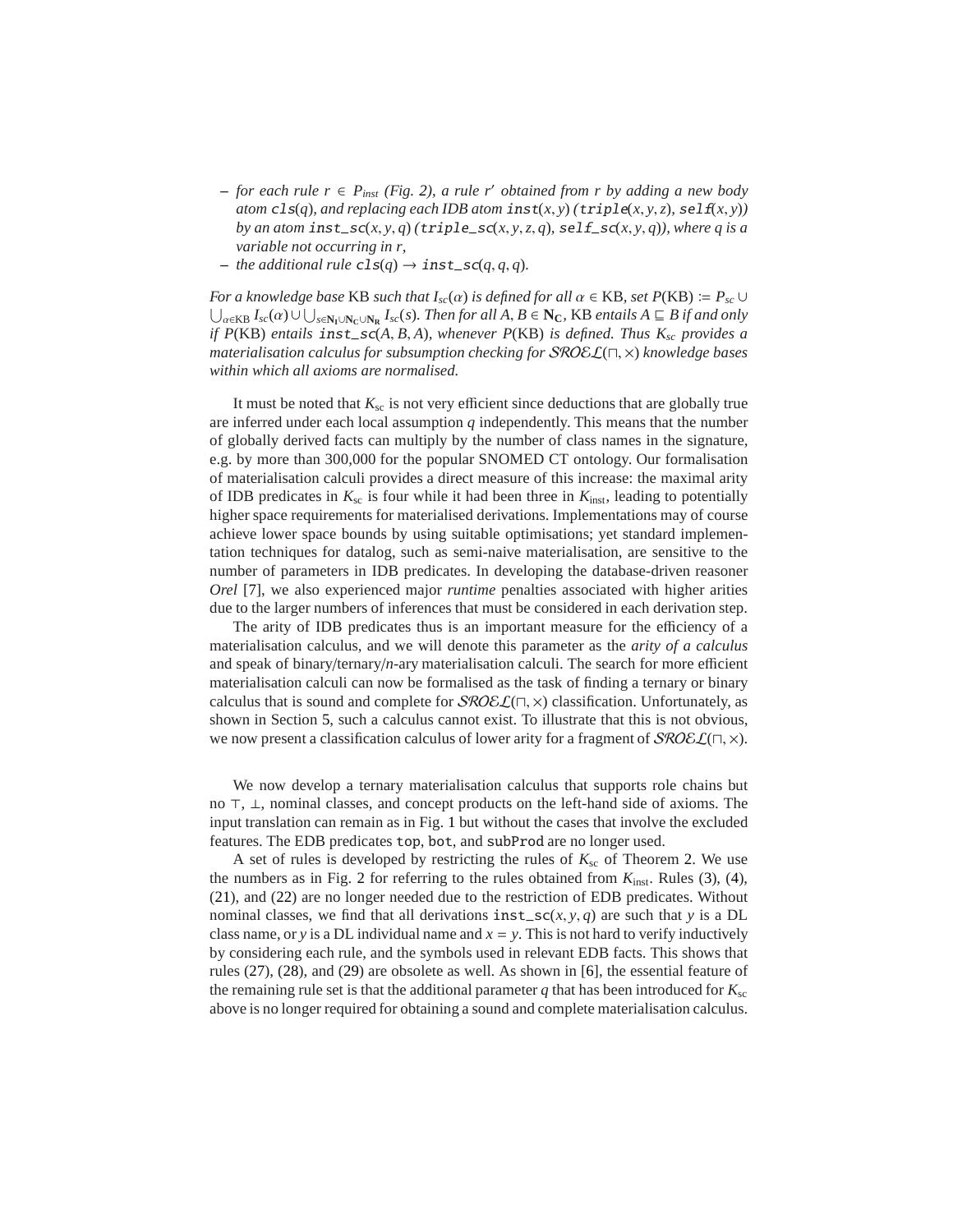– *for each rule $r \in P_{inst}$ (Fig. 2), a rule $r'$ obtained from $r$ by adding a new body atom* `cls`$(q)$*, and replacing each IDB atom* `inst`$(x, y)$ *(*`triple`$(x, y, z)$*,* `self`$(x, y)$*) by an atom* `inst_sc`$(x, y, q)$ *(*`triple_sc`$(x, y, z, q)$*,* `self_sc`$(x, y, q)$*), where $q$ is a variable not occurring in $r$,*
– *the additional rule* `cls`$(q) \rightarrow$ `inst_sc`$(q, q, q)$*.*

*For a knowledge base* KB *such that $I_{sc}(\alpha)$ is defined for all $\alpha \in$ KB, set $P(\mathrm{KB}) := P_{sc} \cup \bigcup_{\alpha \in \mathrm{KB}} I_{sc}(\alpha) \cup \bigcup_{s \in \mathbf{N_I} \cup \mathbf{N_C} \cup \mathbf{N_R}} I_{sc}(s)$. Then for all $A, B \in \mathbf{N_C}$,* KB *entails $A \sqsubseteq B$ if and only if $P(\mathrm{KB})$ entails* `inst_sc`$(A, B, A)$*, whenever $P(\mathrm{KB})$ is defined. Thus $K_{sc}$ provides a materialisation calculus for subsumption checking for $\mathcal{SROEL}(\sqcap, \times)$ knowledge bases within which all axioms are normalised.*

It must be noted that $K_{sc}$ is not very efficient since deductions that are globally true are inferred under each local assumption $q$ independently. This means that the number of globally derived facts can multiply by the number of class names in the signature, e.g. by more than 300,000 for the popular SNOMED CT ontology. Our formalisation of materialisation calculi provides a direct measure of this increase: the maximal arity of IDB predicates in $K_{sc}$ is four while it had been three in $K_{inst}$, leading to potentially higher space requirements for materialised derivations. Implementations may of course achieve lower space bounds by using suitable optimisations; yet standard implementation techniques for datalog, such as semi-naive materialisation, are sensitive to the number of parameters in IDB predicates. In developing the database-driven reasoner *Orel* [7], we also experienced major *runtime* penalties associated with higher arities due to the larger numbers of inferences that must be considered in each derivation step.

The arity of IDB predicates thus is an important measure for the efficiency of a materialisation calculus, and we will denote this parameter as the *arity of a calculus* and speak of binary/ternary/$n$-ary materialisation calculi. The search for more efficient materialisation calculi can now be formalised as the task of finding a ternary or binary calculus that is sound and complete for $\mathcal{SROEL}(\sqcap, \times)$ classification. Unfortunately, as shown in Section 5, such a calculus cannot exist. To illustrate that this is not obvious, we now present a classification calculus of lower arity for a fragment of $\mathcal{SROEL}(\sqcap, \times)$.

We now develop a ternary materialisation calculus that supports role chains but no $\top$, $\bot$, nominal classes, and concept products on the left-hand side of axioms. The input translation can remain as in Fig. 1 but without the cases that involve the excluded features. The EDB predicates `top`, `bot`, and `subProd` are no longer used.

A set of rules is developed by restricting the rules of $K_{sc}$ of Theorem 2. We use the numbers as in Fig. 2 for referring to the rules obtained from $K_{inst}$. Rules (3), (4), (21), and (22) are no longer needed due to the restriction of EDB predicates. Without nominal classes, we find that all derivations `inst_sc`$(x, y, q)$ are such that $y$ is a DL class name, or $y$ is a DL individual name and $x = y$. This is not hard to verify inductively by considering each rule, and the symbols used in relevant EDB facts. This shows that rules (27), (28), and (29) are obsolete as well. As shown in [6], the essential feature of the remaining rule set is that the additional parameter $q$ that has been introduced for $K_{sc}$ above is no longer required for obtaining a sound and complete materialisation calculus.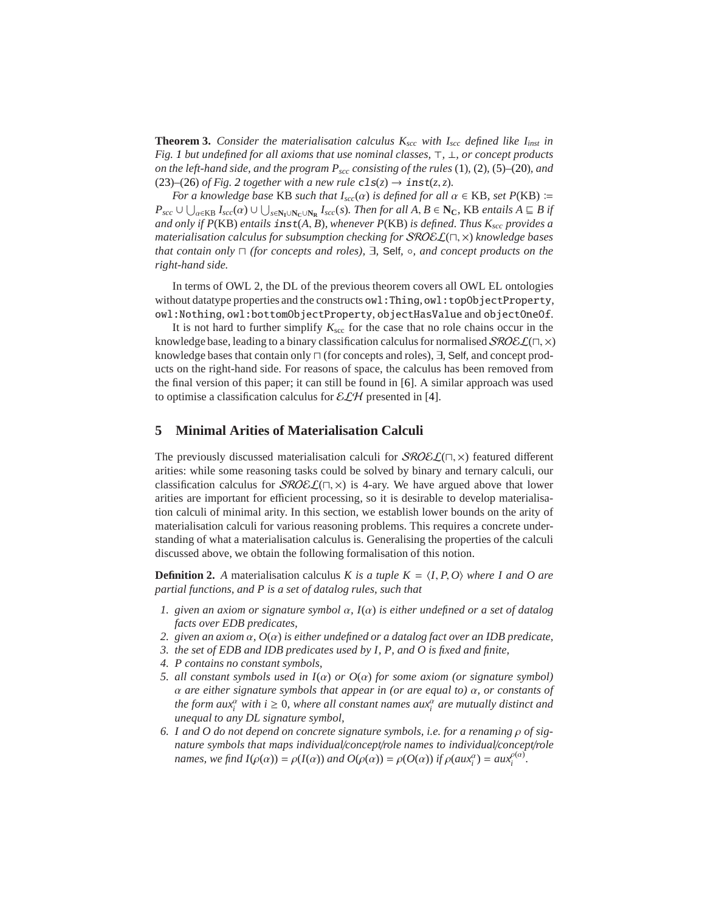**Theorem 3.** *Consider the materialisation calculus $K_{scc}$ with $I_{scc}$ defined like $I_{inst}$ in Fig. 1 but undefined for all axioms that use nominal classes, $\top$, $\bot$, or concept products on the left-hand side, and the program $P_{scc}$ consisting of the rules* (1), (2), (5)–(20)*, and* (23)–(26) *of Fig. 2 together with a new rule* $\mathtt{cls}(z) \to \mathtt{inst}(z, z)$*.*

*For a knowledge base* KB *such that $I_{scc}(\alpha)$ is defined for all $\alpha \in$ KB, set $P(\text{KB}) \coloneqq P_{scc} \cup \bigcup_{\alpha \in \text{KB}} I_{scc}(\alpha) \cup \bigcup_{s \in \mathbf{N_I} \cup \mathbf{N_C} \cup \mathbf{N_R}} I_{scc}(s)$. Then for all $A, B \in \mathbf{N_C}$,* KB *entails $A \sqsubseteq B$ if and only if $P(\text{KB})$ entails $\mathtt{inst}(A, B)$, whenever $P(\text{KB})$ is defined. Thus $K_{scc}$ provides a materialisation calculus for subsumption checking for $\mathcal{SROEL}(\sqcap, \times)$ knowledge bases that contain only $\sqcap$ (for concepts and roles), $\exists$,* Self*, $\circ$, and concept products on the right-hand side.*

In terms of OWL 2, the DL of the previous theorem covers all OWL EL ontologies without datatype properties and the constructs `owl:Thing`, `owl:topObjectProperty`, `owl:Nothing`, `owl:bottomObjectProperty`, `objectHasValue` and `objectOneOf`.

It is not hard to further simplify $K_{\text{scc}}$ for the case that no role chains occur in the knowledge base, leading to a binary classification calculus for normalised $\mathcal{SROEL}(\sqcap, \times)$ knowledge bases that contain only $\sqcap$ (for concepts and roles), $\exists$, Self, and concept products on the right-hand side. For reasons of space, the calculus has been removed from the final version of this paper; it can still be found in [6]. A similar approach was used to optimise a classification calculus for $\mathcal{ELH}$ presented in [4].

## 5 Minimal Arities of Materialisation Calculi

The previously discussed materialisation calculi for $\mathcal{SROEL}(\sqcap, \times)$ featured different arities: while some reasoning tasks could be solved by binary and ternary calculi, our classification calculus for $\mathcal{SROEL}(\sqcap, \times)$ is 4-ary. We have argued above that lower arities are important for efficient processing, so it is desirable to develop materialisation calculi of minimal arity. In this section, we establish lower bounds on the arity of materialisation calculi for various reasoning problems. This requires a concrete understanding of what a materialisation calculus is. Generalising the properties of the calculi discussed above, we obtain the following formalisation of this notion.

**Definition 2.** *A* materialisation calculus *$K$ is a tuple $K = \langle I, P, O \rangle$ where $I$ and $O$ are partial functions, and $P$ is a set of datalog rules, such that*

1. *given an axiom or signature symbol $\alpha$, $I(\alpha)$ is either undefined or a set of datalog facts over EDB predicates,*
2. *given an axiom $\alpha$, $O(\alpha)$ is either undefined or a datalog fact over an IDB predicate,*
3. *the set of EDB and IDB predicates used by $I$, $P$, and $O$ is fixed and finite,*
4. *$P$ contains no constant symbols,*
5. *all constant symbols used in $I(\alpha)$ or $O(\alpha)$ for some axiom (or signature symbol) $\alpha$ are either signature symbols that appear in (or are equal to) $\alpha$, or constants of the form $aux_i^\alpha$ with $i \geq 0$, where all constant names $aux_i^\alpha$ are mutually distinct and unequal to any DL signature symbol,*
6. *$I$ and $O$ do not depend on concrete signature symbols, i.e. for a renaming $\rho$ of signature symbols that maps individual/concept/role names to individual/concept/role names, we find $I(\rho(\alpha)) = \rho(I(\alpha))$ and $O(\rho(\alpha)) = \rho(O(\alpha))$ if $\rho(aux_i^\alpha) = aux_i^{\rho(\alpha)}$.*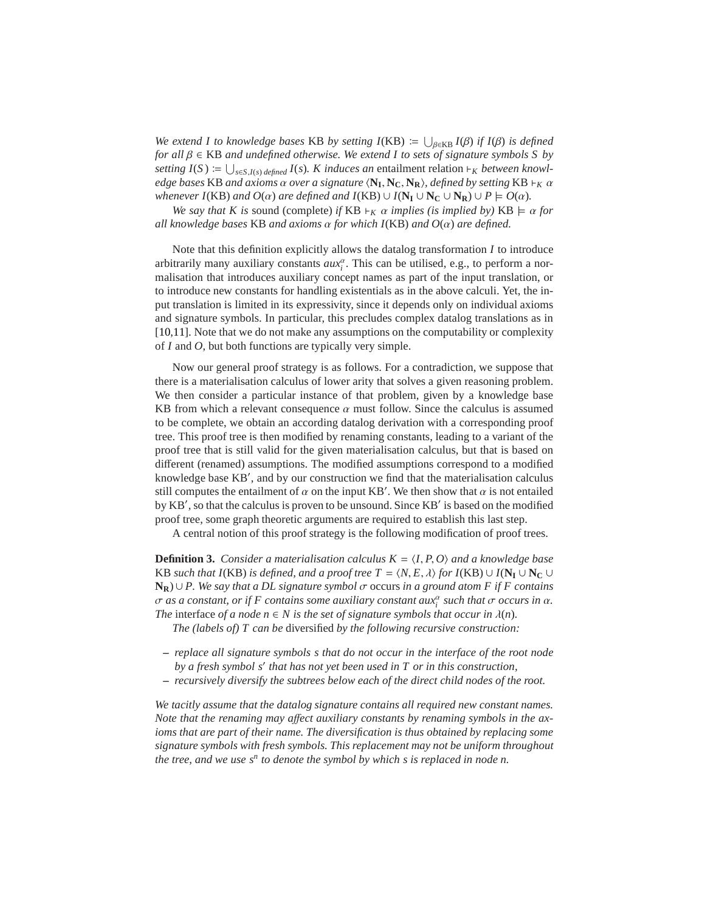*We extend $I$ to knowledge bases* KB *by setting $I(\text{KB}) \coloneqq \bigcup_{\beta \in \text{KB}} I(\beta)$ if $I(\beta)$ is defined for all $\beta \in$ KB and undefined otherwise. We extend $I$ to sets of signature symbols $S$ by setting $I(S) \coloneqq \bigcup_{s \in S, I(s) \text{ defined}} I(s)$. $K$ induces an* entailment relation $\vdash_K$ *between knowledge bases* KB *and axioms $\alpha$ over a signature $\langle \mathbf{N_I}, \mathbf{N_C}, \mathbf{N_R} \rangle$, defined by setting* KB $\vdash_K \alpha$ *whenever $I(\text{KB})$ and $O(\alpha)$ are defined and $I(\text{KB}) \cup I(\mathbf{N_I} \cup \mathbf{N_C} \cup \mathbf{N_R}) \cup P \models O(\alpha)$.*

*We say that $K$ is* sound (complete) *if* KB $\vdash_K \alpha$ *implies (is implied by)* KB $\models \alpha$ *for all knowledge bases* KB *and axioms $\alpha$ for which $I(\text{KB})$ and $O(\alpha)$ are defined.*

Note that this definition explicitly allows the datalog transformation $I$ to introduce arbitrarily many auxiliary constants $aux_i^\alpha$. This can be utilised, e.g., to perform a normalisation that introduces auxiliary concept names as part of the input translation, or to introduce new constants for handling existentials as in the above calculi. Yet, the input translation is limited in its expressivity, since it depends only on individual axioms and signature symbols. In particular, this precludes complex datalog translations as in [10,11]. Note that we do not make any assumptions on the computability or complexity of $I$ and $O$, but both functions are typically very simple.

Now our general proof strategy is as follows. For a contradiction, we suppose that there is a materialisation calculus of lower arity that solves a given reasoning problem. We then consider a particular instance of that problem, given by a knowledge base KB from which a relevant consequence $\alpha$ must follow. Since the calculus is assumed to be complete, we obtain an according datalog derivation with a corresponding proof tree. This proof tree is then modified by renaming constants, leading to a variant of the proof tree that is still valid for the given materialisation calculus, but that is based on different (renamed) assumptions. The modified assumptions correspond to a modified knowledge base KB′, and by our construction we find that the materialisation calculus still computes the entailment of $\alpha$ on the input KB′. We then show that $\alpha$ is not entailed by KB′, so that the calculus is proven to be unsound. Since KB′ is based on the modified proof tree, some graph theoretic arguments are required to establish this last step.

A central notion of this proof strategy is the following modification of proof trees.

**Definition 3.** *Consider a materialisation calculus $K = \langle I, P, O \rangle$ and a knowledge base* KB *such that $I(\text{KB})$ is defined, and a proof tree $T = \langle N, E, \lambda \rangle$ for $I(\text{KB}) \cup I(\mathbf{N_I} \cup \mathbf{N_C} \cup \mathbf{N_R}) \cup P$. We say that a DL signature symbol $\sigma$* occurs *in a ground atom $F$ if $F$ contains $\sigma$ as a constant, or if $F$ contains some auxiliary constant $aux_i^\alpha$ such that $\sigma$ occurs in $\alpha$. The* interface *of a node $n \in N$ is the set of signature symbols that occur in $\lambda(n)$.*

*The (labels of) $T$ can be* diversified *by the following recursive construction:*

- *replace all signature symbols $s$ that do not occur in the interface of the root node by a fresh symbol $s'$ that has not yet been used in $T$ or in this construction,*
- *recursively diversify the subtrees below each of the direct child nodes of the root.*

*We tacitly assume that the datalog signature contains all required new constant names. Note that the renaming may affect auxiliary constants by renaming symbols in the axioms that are part of their name. The diversification is thus obtained by replacing some signature symbols with fresh symbols. This replacement may not be uniform throughout the tree, and we use $s^n$ to denote the symbol by which $s$ is replaced in node $n$.*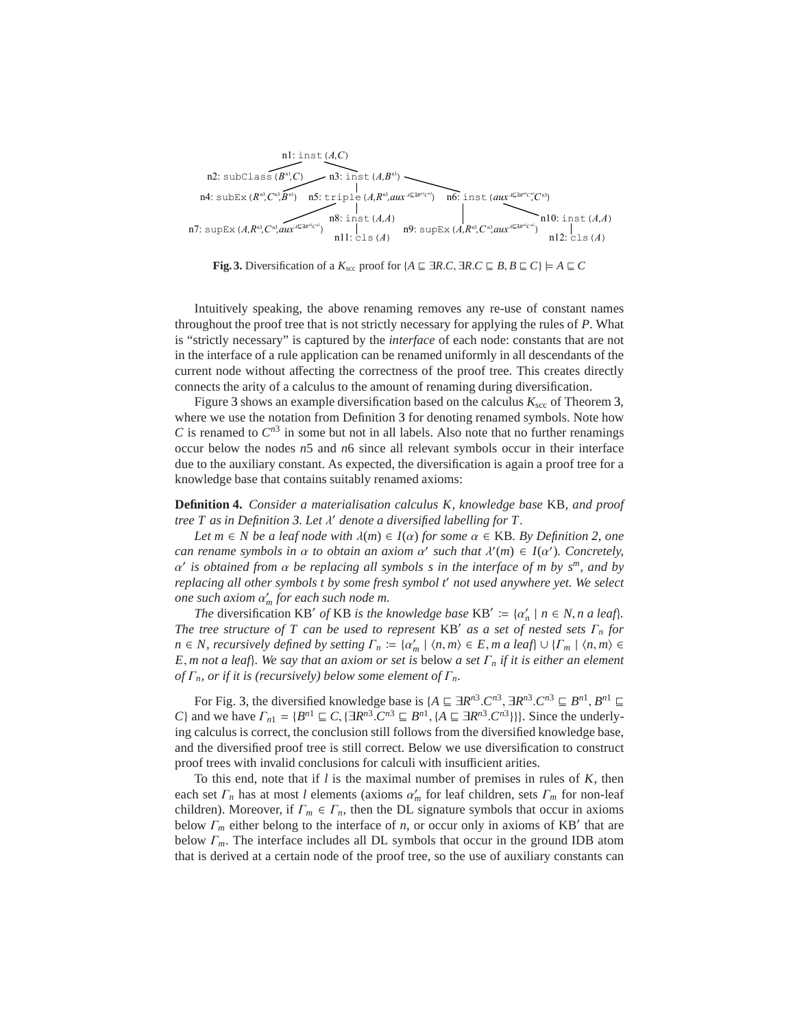n1: inst $(A,C)$

n2: subClass $(B^{n1},C)$ — n3: inst $(A,B^{n1})$

n4: subEx $(R^{n3},C^{n3},B^{n1})$ — n5: triple $(A,R^{n3},aux^{A\sqsubseteq\exists R^{n3}.C^{n3}})$ — n6: inst $(aux^{A\sqsubseteq\exists R^{n3}.C^{n3}},C^{n3})$

n7: supEx $(A,R^{n3},C^{n3},aux^{A\sqsubseteq\exists R^{n3}.C^{n3}})$ — n8: inst $(A,A)$ — n9: supEx $(A,R^{n3},C^{n3},aux^{A\sqsubseteq\exists R^{n3}.C^{n3}})$ — n10: inst $(A,A)$

n11: cls $(A)$ — n12: cls $(A)$

**Fig. 3.** Diversification of a $K_{\text{scc}}$ proof for $\{A \sqsubseteq \exists R.C, \exists R.C \sqsubseteq B, B \sqsubseteq C\} \models A \sqsubseteq C$

Intuitively speaking, the above renaming removes any re-use of constant names throughout the proof tree that is not strictly necessary for applying the rules of $P$. What is "strictly necessary" is captured by the *interface* of each node: constants that are not in the interface of a rule application can be renamed uniformly in all descendants of the current node without affecting the correctness of the proof tree. This creates directly connects the arity of a calculus to the amount of renaming during diversification.

Figure 3 shows an example diversification based on the calculus $K_{\text{scc}}$ of Theorem 3, where we use the notation from Definition 3 for denoting renamed symbols. Note how $C$ is renamed to $C^{n3}$ in some but not in all labels. Also note that no further renamings occur below the nodes $n5$ and $n6$ since all relevant symbols occur in their interface due to the auxiliary constant. As expected, the diversification is again a proof tree for a knowledge base that contains suitably renamed axioms:

**Definition 4.** *Consider a materialisation calculus $K$, knowledge base* KB*, and proof tree $T$ as in Definition 3. Let $\lambda'$ denote a diversified labelling for $T$.*

*Let $m \in N$ be a leaf node with $\lambda(m) \in I(\alpha)$ for some $\alpha \in$ KB. By Definition 2, one can rename symbols in $\alpha$ to obtain an axiom $\alpha'$ such that $\lambda'(m) \in I(\alpha')$. Concretely, $\alpha'$ is obtained from $\alpha$ be replacing all symbols $s$ in the interface of $m$ by $s^m$, and by replacing all other symbols $t$ by some fresh symbol $t'$ not used anywhere yet. We select one such axiom $\alpha'_m$ for each such node $m$.*

*The* diversification $\text{KB}'$ *of* KB *is the knowledge base $\text{KB}' \coloneqq \{\alpha'_n \mid n \in N, n \text{ a leaf}\}$. The tree structure of $T$ can be used to represent $\text{KB}'$ as a set of nested sets $\Gamma_n$ for $n \in N$, recursively defined by setting $\Gamma_n \coloneqq \{\alpha'_m \mid \langle n, m\rangle \in E, m \text{ a leaf}\} \cup \{\Gamma_m \mid \langle n, m\rangle \in E, m \text{ not a leaf}\}$. We say that an axiom or set is* below *a set $\Gamma_n$ if it is either an element of $\Gamma_n$, or if it is (recursively) below some element of $\Gamma_n$.*

For Fig. 3, the diversified knowledge base is $\{A \sqsubseteq \exists R^{n3}.C^{n3}, \exists R^{n3}.C^{n3} \sqsubseteq B^{n1}, B^{n1} \sqsubseteq C\}$ and we have $\Gamma_{n1} = \{B^{n1} \sqsubseteq C, \{\exists R^{n3}.C^{n3} \sqsubseteq B^{n1}, \{A \sqsubseteq \exists R^{n3}.C^{n3}\}\}\}$. Since the underlying calculus is correct, the conclusion still follows from the diversified knowledge base, and the diversified proof tree is still correct. Below we use diversification to construct proof trees with invalid conclusions for calculi with insufficient arities.

To this end, note that if $l$ is the maximal number of premises in rules of $K$, then each set $\Gamma_n$ has at most $l$ elements (axioms $\alpha'_m$ for leaf children, sets $\Gamma_m$ for non-leaf children). Moreover, if $\Gamma_m \in \Gamma_n$, then the DL signature symbols that occur in axioms below $\Gamma_m$ either belong to the interface of $n$, or occur only in axioms of $\text{KB}'$ that are below $\Gamma_m$. The interface includes all DL symbols that occur in the ground IDB atom that is derived at a certain node of the proof tree, so the use of auxiliary constants can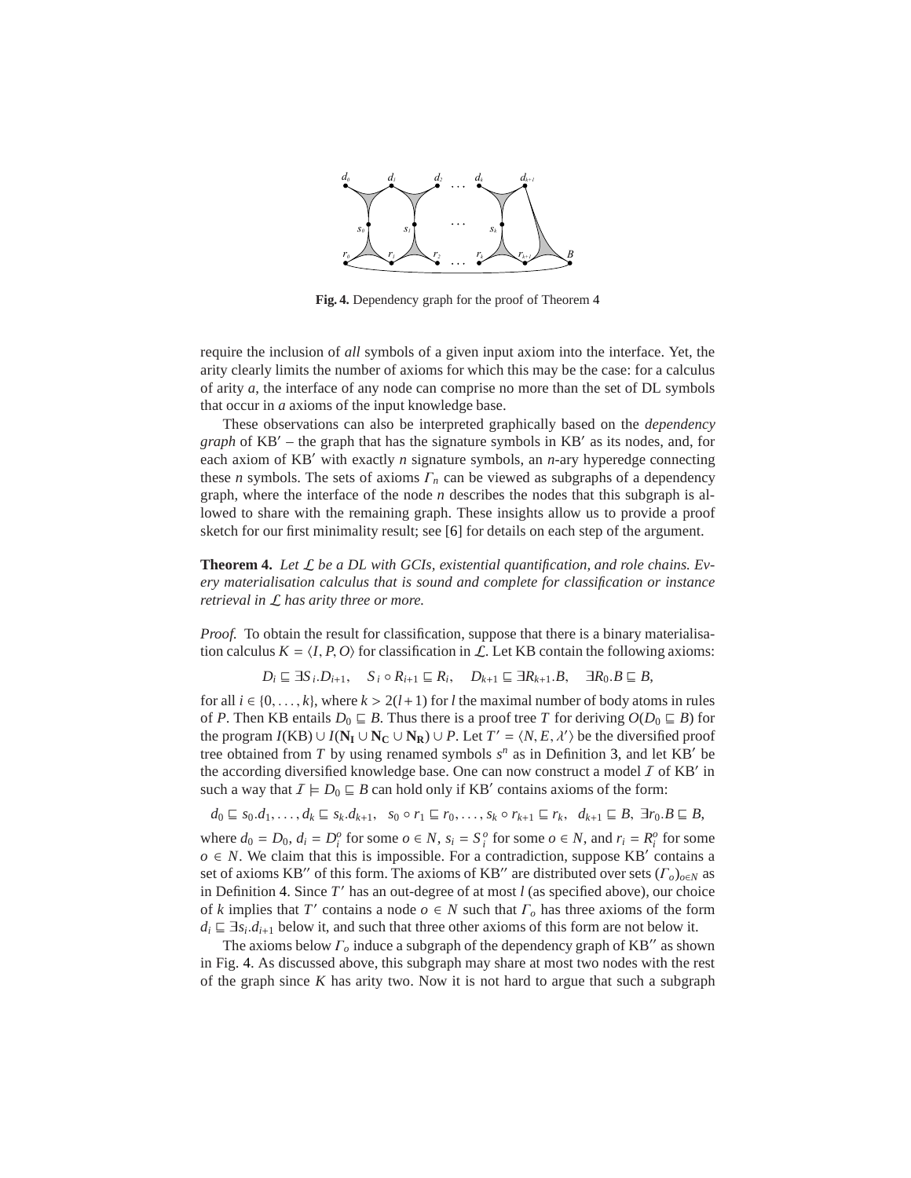Fig. 4. Dependency graph for the proof of Theorem 4

require the inclusion of *all* symbols of a given input axiom into the interface. Yet, the arity clearly limits the number of axioms for which this may be the case: for a calculus of arity $a$, the interface of any node can comprise no more than the set of DL symbols that occur in $a$ axioms of the input knowledge base.

These observations can also be interpreted graphically based on the *dependency graph* of KB′ – the graph that has the signature symbols in KB′ as its nodes, and, for each axiom of KB′ with exactly $n$ signature symbols, an $n$-ary hyperedge connecting these $n$ symbols. The sets of axioms $\Gamma_n$ can be viewed as subgraphs of a dependency graph, where the interface of the node $n$ describes the nodes that this subgraph is allowed to share with the remaining graph. These insights allow us to provide a proof sketch for our first minimality result; see [6] for details on each step of the argument.

**Theorem 4.** *Let $\mathcal{L}$ be a DL with GCIs, existential quantification, and role chains. Every materialisation calculus that is sound and complete for classification or instance retrieval in $\mathcal{L}$ has arity three or more.*

*Proof.* To obtain the result for classification, suppose that there is a binary materialisation calculus $K = \langle I, P, O \rangle$ for classification in $\mathcal{L}$. Let KB contain the following axioms:

$$D_i \sqsubseteq \exists S_i.D_{i+1}, \quad S_i \circ R_{i+1} \sqsubseteq R_i, \quad D_{k+1} \sqsubseteq \exists R_{k+1}.B, \quad \exists R_0.B \sqsubseteq B,$$

for all $i \in \{0, \ldots, k\}$, where $k > 2(l+1)$ for $l$ the maximal number of body atoms in rules of $P$. Then KB entails $D_0 \sqsubseteq B$. Thus there is a proof tree $T$ for deriving $O(D_0 \sqsubseteq B)$ for the program $I(\text{KB}) \cup I(\mathbf{N_I} \cup \mathbf{N_C} \cup \mathbf{N_R}) \cup P$. Let $T' = \langle N, E, \lambda' \rangle$ be the diversified proof tree obtained from $T$ by using renamed symbols $s^n$ as in Definition 3, and let KB′ be the according diversified knowledge base. One can now construct a model $\mathcal{I}$ of KB′ in such a way that $\mathcal{I} \models D_0 \sqsubseteq B$ can hold only if KB′ contains axioms of the form:

$$d_0 \sqsubseteq s_0.d_1, \ldots, d_k \sqsubseteq s_k.d_{k+1}, \quad s_0 \circ r_1 \sqsubseteq r_0, \ldots, s_k \circ r_{k+1} \sqsubseteq r_k, \quad d_{k+1} \sqsubseteq B, \ \exists r_0.B \sqsubseteq B,$$

where $d_0 = D_0$, $d_i = D_i^o$ for some $o \in N$, $s_i = S_i^o$ for some $o \in N$, and $r_i = R_i^o$ for some $o \in N$. We claim that this is impossible. For a contradiction, suppose KB′ contains a set of axioms KB′′ of this form. The axioms of KB′′ are distributed over sets $(\Gamma_o)_{o \in N}$ as in Definition 4. Since $T'$ has an out-degree of at most $l$ (as specified above), our choice of $k$ implies that $T'$ contains a node $o \in N$ such that $\Gamma_o$ has three axioms of the form $d_i \sqsubseteq \exists s_i.d_{i+1}$ below it, and such that three other axioms of this form are not below it.

The axioms below $\Gamma_o$ induce a subgraph of the dependency graph of KB′′ as shown in Fig. 4. As discussed above, this subgraph may share at most two nodes with the rest of the graph since $K$ has arity two. Now it is not hard to argue that such a subgraph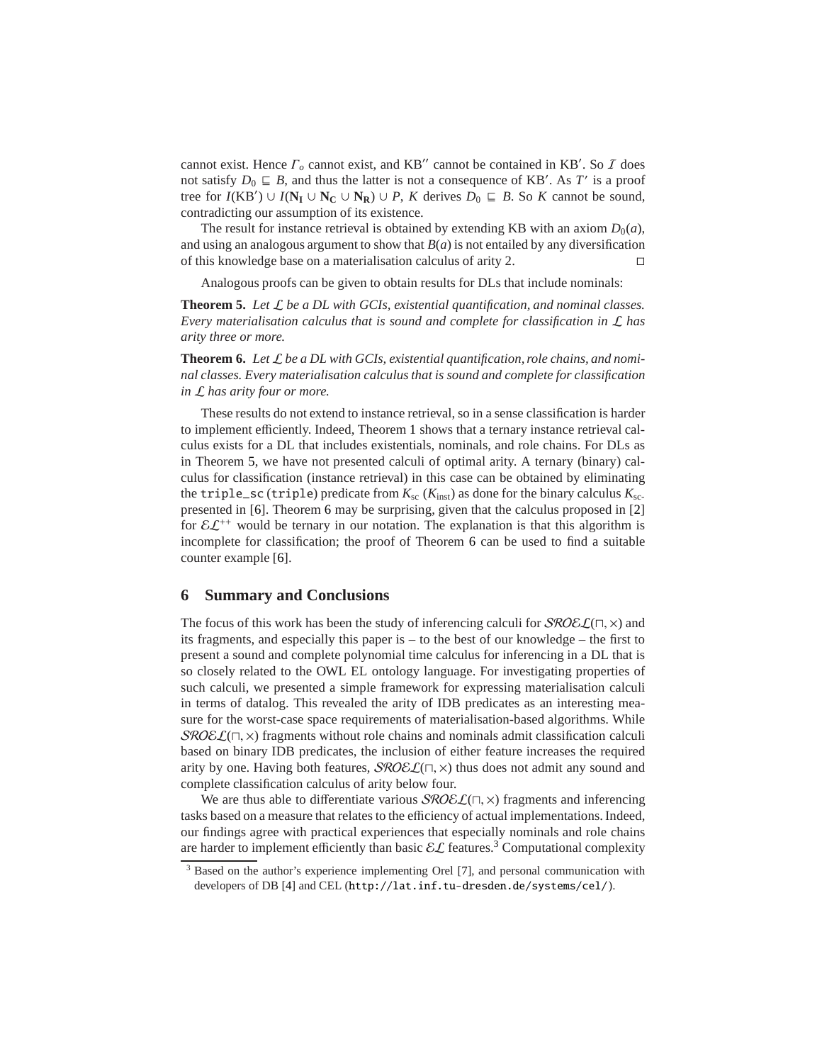cannot exist. Hence $\Gamma_o$ cannot exist, and KB$''$ cannot be contained in KB$'$. So $\mathcal{I}$ does not satisfy $D_0 \sqsubseteq B$, and thus the latter is not a consequence of KB$'$. As $T'$ is a proof tree for $I(\mathrm{KB}') \cup I(\mathbf{N_I} \cup \mathbf{N_C} \cup \mathbf{N_R}) \cup P$, $K$ derives $D_0 \sqsubseteq B$. So $K$ cannot be sound, contradicting our assumption of its existence.

The result for instance retrieval is obtained by extending KB with an axiom $D_0(a)$, and using an analogous argument to show that $B(a)$ is not entailed by any diversification of this knowledge base on a materialisation calculus of arity 2. □

Analogous proofs can be given to obtain results for DLs that include nominals:

**Theorem 5.** *Let $\mathcal{L}$ be a DL with GCIs, existential quantification, and nominal classes. Every materialisation calculus that is sound and complete for classification in $\mathcal{L}$ has arity three or more.*

**Theorem 6.** *Let $\mathcal{L}$ be a DL with GCIs, existential quantification, role chains, and nominal classes. Every materialisation calculus that is sound and complete for classification in $\mathcal{L}$ has arity four or more.*

These results do not extend to instance retrieval, so in a sense classification is harder to implement efficiently. Indeed, Theorem 1 shows that a ternary instance retrieval calculus exists for a DL that includes existentials, nominals, and role chains. For DLs as in Theorem 5, we have not presented calculi of optimal arity. A ternary (binary) calculus for classification (instance retrieval) in this case can be obtained by eliminating the `triple_sc` (`triple`) predicate from $K_{\mathrm{sc}}$ ($K_{\mathrm{inst}}$) as done for the binary calculus $K_{\mathrm{sc}\text{-}}$ presented in [6]. Theorem 6 may be surprising, given that the calculus proposed in [2] for $\mathcal{EL}^{++}$ would be ternary in our notation. The explanation is that this algorithm is incomplete for classification; the proof of Theorem 6 can be used to find a suitable counter example [6].

## 6 Summary and Conclusions

The focus of this work has been the study of inferencing calculi for $\mathcal{SROEL}(\sqcap, \times)$ and its fragments, and especially this paper is – to the best of our knowledge – the first to present a sound and complete polynomial time calculus for inferencing in a DL that is so closely related to the OWL EL ontology language. For investigating properties of such calculi, we presented a simple framework for expressing materialisation calculi in terms of datalog. This revealed the arity of IDB predicates as an interesting measure for the worst-case space requirements of materialisation-based algorithms. While $\mathcal{SROEL}(\sqcap, \times)$ fragments without role chains and nominals admit classification calculi based on binary IDB predicates, the inclusion of either feature increases the required arity by one. Having both features, $\mathcal{SROEL}(\sqcap, \times)$ thus does not admit any sound and complete classification calculus of arity below four.

We are thus able to differentiate various $\mathcal{SROEL}(\sqcap, \times)$ fragments and inferencing tasks based on a measure that relates to the efficiency of actual implementations. Indeed, our findings agree with practical experiences that especially nominals and role chains are harder to implement efficiently than basic $\mathcal{EL}$ features.[3] Computational complexity

[3] Based on the author's experience implementing Orel [7], and personal communication with developers of DB [4] and CEL (http://lat.inf.tu-dresden.de/systems/cel/).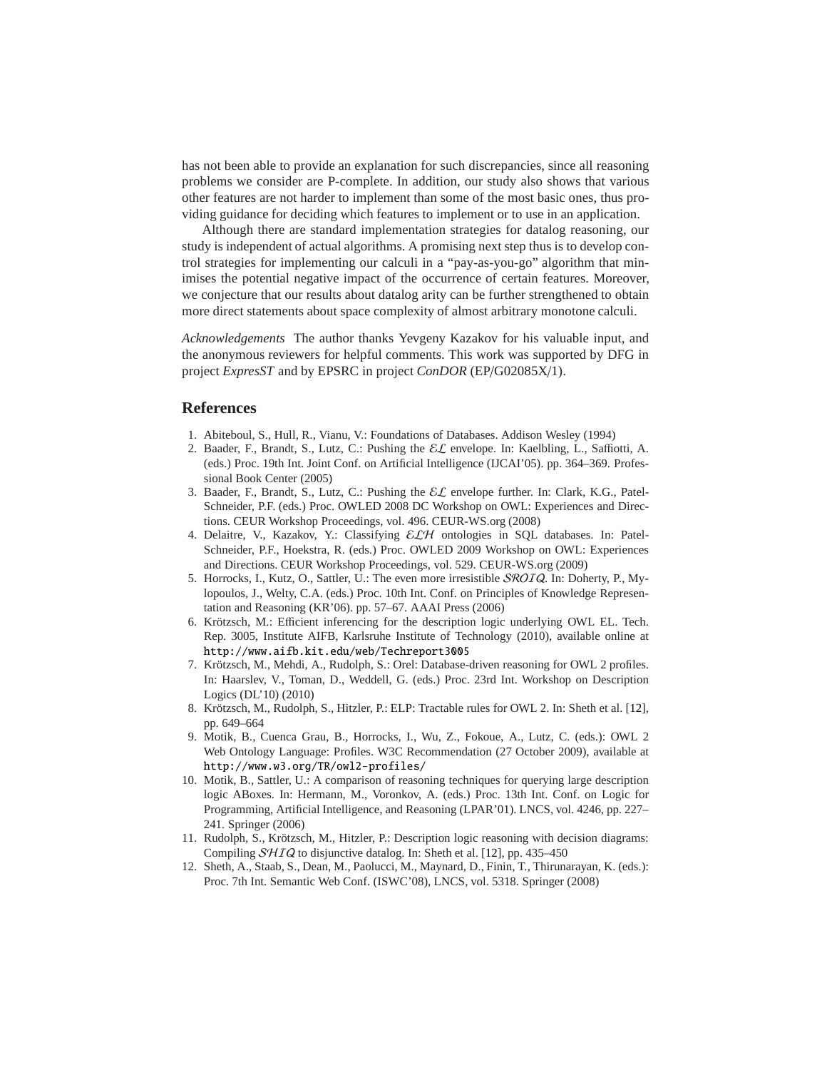has not been able to provide an explanation for such discrepancies, since all reasoning problems we consider are P-complete. In addition, our study also shows that various other features are not harder to implement than some of the most basic ones, thus providing guidance for deciding which features to implement or to use in an application.

Although there are standard implementation strategies for datalog reasoning, our study is independent of actual algorithms. A promising next step thus is to develop control strategies for implementing our calculi in a "pay-as-you-go" algorithm that minimises the potential negative impact of the occurrence of certain features. Moreover, we conjecture that our results about datalog arity can be further strengthened to obtain more direct statements about space complexity of almost arbitrary monotone calculi.

*Acknowledgements* The author thanks Yevgeny Kazakov for his valuable input, and the anonymous reviewers for helpful comments. This work was supported by DFG in project *ExpresST* and by EPSRC in project *ConDOR* (EP/G02085X/1).

## References

1. Abiteboul, S., Hull, R., Vianu, V.: Foundations of Databases. Addison Wesley (1994)
2. Baader, F., Brandt, S., Lutz, C.: Pushing the $\mathcal{EL}$ envelope. In: Kaelbling, L., Saffiotti, A. (eds.) Proc. 19th Int. Joint Conf. on Artificial Intelligence (IJCAI'05). pp. 364–369. Professional Book Center (2005)
3. Baader, F., Brandt, S., Lutz, C.: Pushing the $\mathcal{EL}$ envelope further. In: Clark, K.G., Patel-Schneider, P.F. (eds.) Proc. OWLED 2008 DC Workshop on OWL: Experiences and Directions. CEUR Workshop Proceedings, vol. 496. CEUR-WS.org (2008)
4. Delaitre, V., Kazakov, Y.: Classifying $\mathcal{ELH}$ ontologies in SQL databases. In: Patel-Schneider, P.F., Hoekstra, R. (eds.) Proc. OWLED 2009 Workshop on OWL: Experiences and Directions. CEUR Workshop Proceedings, vol. 529. CEUR-WS.org (2009)
5. Horrocks, I., Kutz, O., Sattler, U.: The even more irresistible $\mathcal{SROIQ}$. In: Doherty, P., Mylopoulos, J., Welty, C.A. (eds.) Proc. 10th Int. Conf. on Principles of Knowledge Representation and Reasoning (KR'06). pp. 57–67. AAAI Press (2006)
6. Krötzsch, M.: Efficient inferencing for the description logic underlying OWL EL. Tech. Rep. 3005, Institute AIFB, Karlsruhe Institute of Technology (2010), available online at http://www.aifb.kit.edu/web/Techreport3005
7. Krötzsch, M., Mehdi, A., Rudolph, S.: Orel: Database-driven reasoning for OWL 2 profiles. In: Haarslev, V., Toman, D., Weddell, G. (eds.) Proc. 23rd Int. Workshop on Description Logics (DL'10) (2010)
8. Krötzsch, M., Rudolph, S., Hitzler, P.: ELP: Tractable rules for OWL 2. In: Sheth et al. [12], pp. 649–664
9. Motik, B., Cuenca Grau, B., Horrocks, I., Wu, Z., Fokoue, A., Lutz, C. (eds.): OWL 2 Web Ontology Language: Profiles. W3C Recommendation (27 October 2009), available at http://www.w3.org/TR/owl2-profiles/
10. Motik, B., Sattler, U.: A comparison of reasoning techniques for querying large description logic ABoxes. In: Hermann, M., Voronkov, A. (eds.) Proc. 13th Int. Conf. on Logic for Programming, Artificial Intelligence, and Reasoning (LPAR'01). LNCS, vol. 4246, pp. 227–241. Springer (2006)
11. Rudolph, S., Krötzsch, M., Hitzler, P.: Description logic reasoning with decision diagrams: Compiling $\mathcal{SHIQ}$ to disjunctive datalog. In: Sheth et al. [12], pp. 435–450
12. Sheth, A., Staab, S., Dean, M., Paolucci, M., Maynard, D., Finin, T., Thirunarayan, K. (eds.): Proc. 7th Int. Semantic Web Conf. (ISWC'08), LNCS, vol. 5318. Springer (2008)